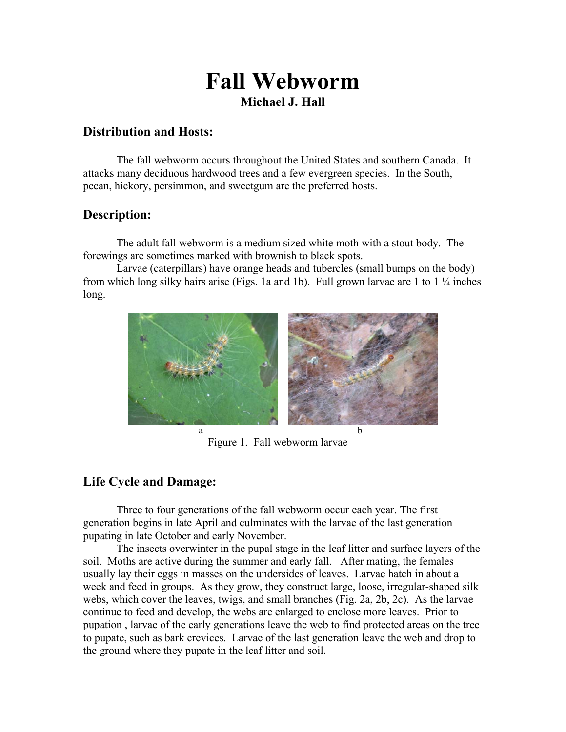# Fall Webworm

**Michael J. Hall**

## Distribution and Hosts:

The fall webworm occurs throughout the United States and southern Canada. It attacks many deciduous hardwood trees and a few evergreen species. In the South, pecan, hickory, persimmon, and sweetgum are the preferred hosts.

## Description:

The adult fall webworm is a medium sized white moth with a stout body. The forewings are sometimes marked with brownish to black spots.

Larvae (caterpillars) have orange heads and tubercles (small bumps on the body) from which long silky hairs arise (Figs. 1a and 1b). Full grown larvae are 1 to 1 ¼ inches long.

a b

Figure 1. Fall webworm larvae

## Life Cycle and Damage:

Three to four generations of the fall webworm occur each year. The first generation begins in late April and culminates with the larvae of the last generation pupating in late October and early November.

The insects overwinter in the pupal stage in the leaf litter and surface layers of the soil. Moths are active during the summer and early fall. After mating, the females usually lay their eggs in masses on the undersides of leaves. Larvae hatch in about a week and feed in groups. As they grow, they construct large, loose, irregular-shaped silk webs, which cover the leaves, twigs, and small branches (Fig. 2a, 2b, 2c). As the larvae continue to feed and develop, the webs are enlarged to enclose more leaves. Prior to pupation , larvae of the early generations leave the web to find protected areas on the tree to pupate, such as bark crevices. Larvae of the last generation leave the web and drop to the ground where they pupate in the leaf litter and soil.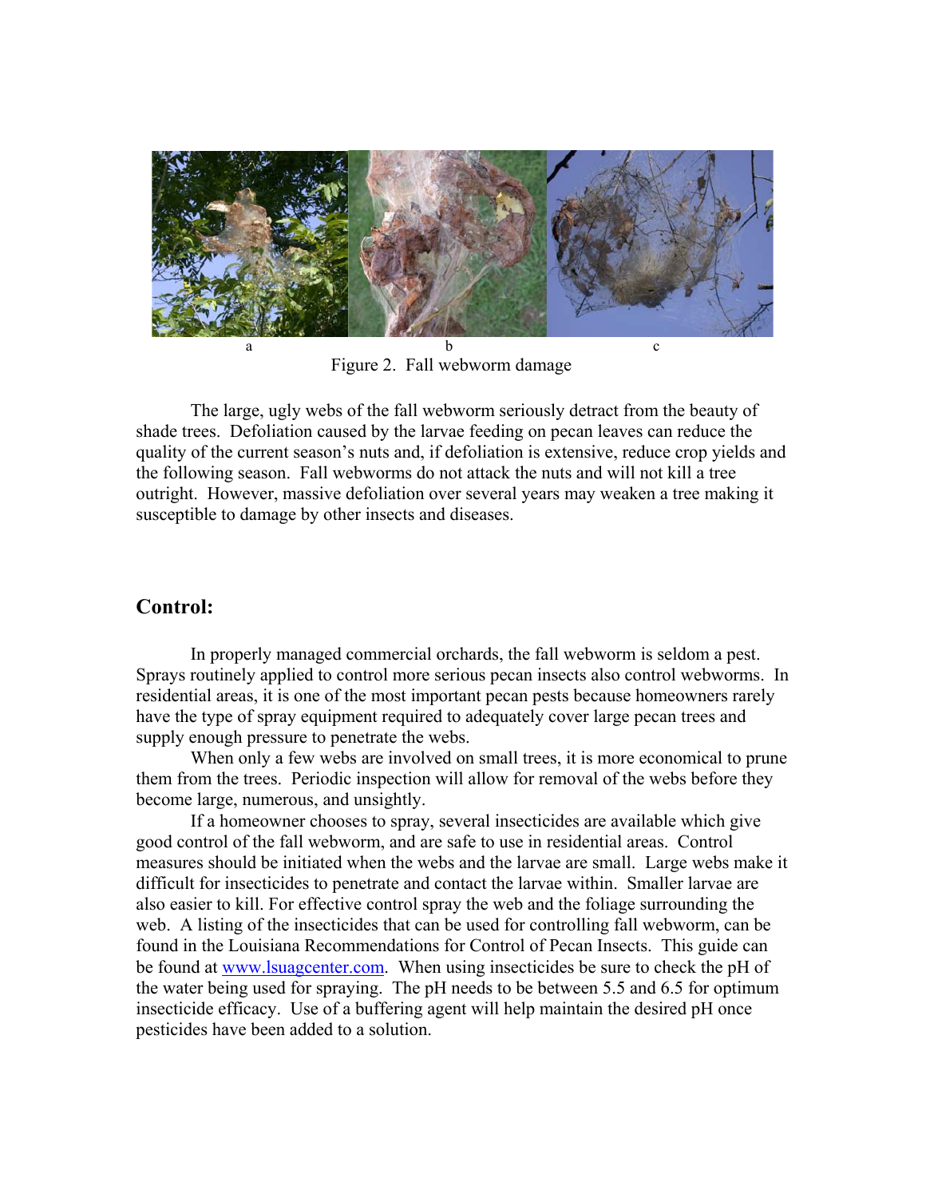a b c

Figure 2. Fall webworm damage

The large, ugly webs of the fall webworm seriously detract from the beauty of shade trees. Defoliation caused by the larvae feeding on pecan leaves can reduce the quality of the current season's nuts and, if defoliation is extensive, reduce crop yields and the following season. Fall webworms do not attack the nuts and will not kill a tree outright. However, massive defoliation over several years may weaken a tree making it susceptible to damage by other insects and diseases.

## Control:

In properly managed commercial orchards, the fall webworm is seldom a pest. Sprays routinely applied to control more serious pecan insects also control webworms. In residential areas, it is one of the most important pecan pests because homeowners rarely have the type of spray equipment required to adequately cover large pecan trees and supply enough pressure to penetrate the webs.

When only a few webs are involved on small trees, it is more economical to prune them from the trees. Periodic inspection will allow for removal of the webs before they become large, numerous, and unsightly.

If a homeowner chooses to spray, several insecticides are available which give good control of the fall webworm, and are safe to use in residential areas. Control measures should be initiated when the webs and the larvae are small. Large webs make it difficult for insecticides to penetrate and contact the larvae within. Smaller larvae are also easier to kill. For effective control spray the web and the foliage surrounding the web. A listing of the insecticides that can be used for controlling fall webworm, can be found in the Louisiana Recommendations for Control of Pecan Insects. This guide can be found at [www.lsuagcenter.com](http://www.lsuagcenter.com). When using insecticides be sure to check the pH of the water being used for spraying. The pH needs to be between 5.5 and 6.5 for optimum insecticide efficacy. Use of a buffering agent will help maintain the desired pH once pesticides have been added to a solution.